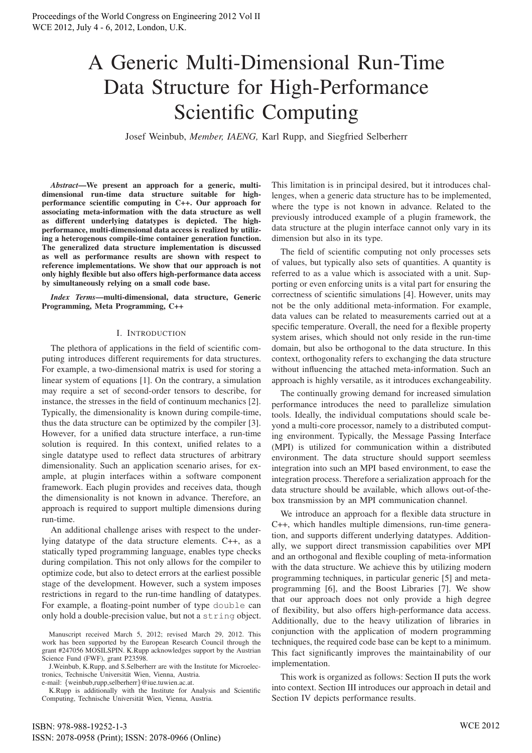# A Generic Multi-Dimensional Run-Time Data Structure for High-Performance Scientific Computing

Josef Weinbub, *Member, IAENG,* Karl Rupp, and Siegfried Selberherr

***Abstract*—We present an approach for a generic, multi-dimensional run-time data structure suitable for high-performance scientific computing in C++. Our approach for associating meta-information with the data structure as well as different underlying datatypes is depicted. The high-performance, multi-dimensional data access is realized by utilizing a heterogenous compile-time container generation function. The generalized data structure implementation is discussed as well as performance results are shown with respect to reference implementations. We show that our approach is not only highly flexible but also offers high-performance data access by simultaneously relying on a small code base.**

***Index Terms*—multi-dimensional, data structure, Generic Programming, Meta Programming, C++**

## I. Introduction

The plethora of applications in the field of scientific computing introduces different requirements for data structures. For example, a two-dimensional matrix is used for storing a linear system of equations [1]. On the contrary, a simulation may require a set of second-order tensors to describe, for instance, the stresses in the field of continuum mechanics [2]. Typically, the dimensionality is known during compile-time, thus the data structure can be optimized by the compiler [3]. However, for a unified data structure interface, a run-time solution is required. In this context, unified relates to a single datatype used to reflect data structures of arbitrary dimensionality. Such an application scenario arises, for example, at plugin interfaces within a software component framework. Each plugin provides and receives data, though the dimensionality is not known in advance. Therefore, an approach is required to support multiple dimensions during run-time.

An additional challenge arises with respect to the underlying datatype of the data structure elements. C++, as a statically typed programming language, enables type checks during compilation. This not only allows for the compiler to optimize code, but also to detect errors at the earliest possible stage of the development. However, such a system imposes restrictions in regard to the run-time handling of datatypes. For example, a floating-point number of type `double` can only hold a double-precision value, but not a `string` object. This limitation is in principal desired, but it introduces challenges, when a generic data structure has to be implemented, where the type is not known in advance. Related to the previously introduced example of a plugin framework, the data structure at the plugin interface cannot only vary in its dimension but also in its type.

The field of scientific computing not only processes sets of values, but typically also sets of quantities. A quantity is referred to as a value which is associated with a unit. Supporting or even enforcing units is a vital part for ensuring the correctness of scientific simulations [4]. However, units may not be the only additional meta-information. For example, data values can be related to measurements carried out at a specific temperature. Overall, the need for a flexible property system arises, which should not only reside in the run-time domain, but also be orthogonal to the data structure. In this context, orthogonality refers to exchanging the data structure without influencing the attached meta-information. Such an approach is highly versatile, as it introduces exchangeability.

The continually growing demand for increased simulation performance introduces the need to parallelize simulation tools. Ideally, the individual computations should scale beyond a multi-core processor, namely to a distributed computing environment. Typically, the Message Passing Interface (MPI) is utilized for communication within a distributed environment. The data structure should support seemless integration into such an MPI based environment, to ease the integration process. Therefore a serialization approach for the data structure should be available, which allows out-of-the-box transmission by an MPI communication channel.

We introduce an approach for a flexible data structure in C++, which handles multiple dimensions, run-time generation, and supports different underlying datatypes. Additionally, we support direct transmission capabilities over MPI and an orthogonal and flexible coupling of meta-information with the data structure. We achieve this by utilizing modern programming techniques, in particular generic [5] and meta-programming [6], and the Boost Libraries [7]. We show that our approach does not only provide a high degree of flexibility, but also offers high-performance data access. Additionally, due to the heavy utilization of libraries in conjunction with the application of modern programming techniques, the required code base can be kept to a minimum. This fact significantly improves the maintainability of our implementation.

This work is organized as follows: Section II puts the work into context. Section III introduces our approach in detail and Section IV depicts performance results.

Manuscript received March 5, 2012; revised March 29, 2012. This work has been supported by the European Research Council through the grant #247056 MOSILSPIN. K.Rupp acknowledges support by the Austrian Science Fund (FWF), grant P23598.

J.Weinbub, K.Rupp, and S.Selberherr are with the Institute for Microelectronics, Technische Universität Wien, Vienna, Austria.
e-mail: {weinbub,rupp,selberherr}@iue.tuwien.ac.at.

K.Rupp is additionally with the Institute for Analysis and Scientific Computing, Technische Universität Wien, Vienna, Austria.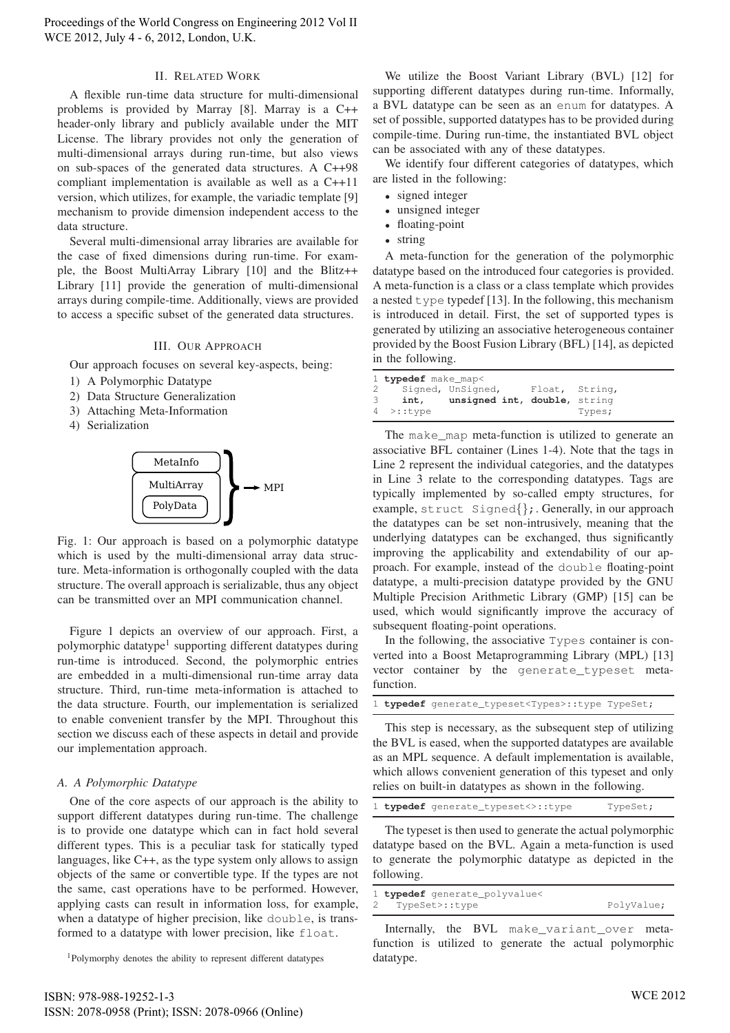## II. Related Work

A flexible run-time data structure for multi-dimensional problems is provided by Marray [8]. Marray is a C++ header-only library and publicly available under the MIT License. The library provides not only the generation of multi-dimensional arrays during run-time, but also views on sub-spaces of the generated data structures. A C++98 compliant implementation is available as well as a C++11 version, which utilizes, for example, the variadic template [9] mechanism to provide dimension independent access to the data structure.

Several multi-dimensional array libraries are available for the case of fixed dimensions during run-time. For example, the Boost MultiArray Library [10] and the Blitz++ Library [11] provide the generation of multi-dimensional arrays during compile-time. Additionally, views are provided to access a specific subset of the generated data structures.

## III. Our Approach

Our approach focuses on several key-aspects, being:

1) A Polymorphic Datatype
2) Data Structure Generalization
3) Attaching Meta-Information
4) Serialization

Fig. 1: Our approach is based on a polymorphic datatype which is used by the multi-dimensional array data structure. Meta-information is orthogonally coupled with the data structure. The overall approach is serializable, thus any object can be transmitted over an MPI communication channel.

Figure 1 depicts an overview of our approach. First, a polymorphic datatype[1] supporting different datatypes during run-time is introduced. Second, the polymorphic entries are embedded in a multi-dimensional run-time array data structure. Third, run-time meta-information is attached to the data structure. Fourth, our implementation is serialized to enable convenient transfer by the MPI. Throughout this section we discuss each of these aspects in detail and provide our implementation approach.

### A. A Polymorphic Datatype

One of the core aspects of our approach is the ability to support different datatypes during run-time. The challenge is to provide one datatype which can in fact hold several different types. This is a peculiar task for statically typed languages, like C++, as the type system only allows to assign objects of the same or convertible type. If the types are not the same, cast operations have to be performed. However, applying casts can result in information loss, for example, when a datatype of higher precision, like `double`, is transformed to a datatype with lower precision, like `float`.

[1]Polymorphy denotes the ability to represent different datatypes

We utilize the Boost Variant Library (BVL) [12] for supporting different datatypes during run-time. Informally, a BVL datatype can be seen as an `enum` for datatypes. A set of possible, supported datatypes has to be provided during compile-time. During run-time, the instantiated BVL object can be associated with any of these datatypes.

We identify four different categories of datatypes, which are listed in the following:

- signed integer
- unsigned integer
- floating-point
- string

A meta-function for the generation of the polymorphic datatype based on the introduced four categories is provided. A meta-function is a class or a class template which provides a nested `type` typedef [13]. In the following, this mechanism is introduced in detail. First, the set of supported types is generated by utilizing an associative heterogeneous container provided by the Boost Fusion Library (BFL) [14], as depicted in the following.

```
1 typedef make_map<
2    Signed, UnSigned,     Float,  String,
3    int,     unsigned int, double, string
4  >::type                                Types;
```

The `make_map` meta-function is utilized to generate an associative BFL container (Lines 1-4). Note that the tags in Line 2 represent the individual categories, and the datatypes in Line 3 relate to the corresponding datatypes. Tags are typically implemented by so-called empty structures, for example, `struct Signed{};`. Generally, in our approach the datatypes can be set non-intrusively, meaning that the underlying datatypes can be exchanged, thus significantly improving the applicability and extendability of our approach. For example, instead of the `double` floating-point datatype, a multi-precision datatype provided by the GNU Multiple Precision Arithmetic Library (GMP) [15] can be used, which would significantly improve the accuracy of subsequent floating-point operations.

In the following, the associative `Types` container is converted into a Boost Metaprogramming Library (MPL) [13] vector container by the `generate_typeset` meta-function.

```
1 typedef generate_typeset<Types>::type TypeSet;
```

This step is necessary, as the subsequent step of utilizing the BVL is eased, when the supported datatypes are available as an MPL sequence. A default implementation is available, which allows convenient generation of this typeset and only relies on built-in datatypes as shown in the following.

```
1 typedef generate_typeset<>::type       TypeSet;
```

The typeset is then used to generate the actual polymorphic datatype based on the BVL. Again a meta-function is used to generate the polymorphic datatype as depicted in the following.

```
1 typedef generate_polyvalue<
2   TypeSet>::type                          PolyValue;
```

Internally, the BVL `make_variant_over` meta-function is utilized to generate the actual polymorphic datatype.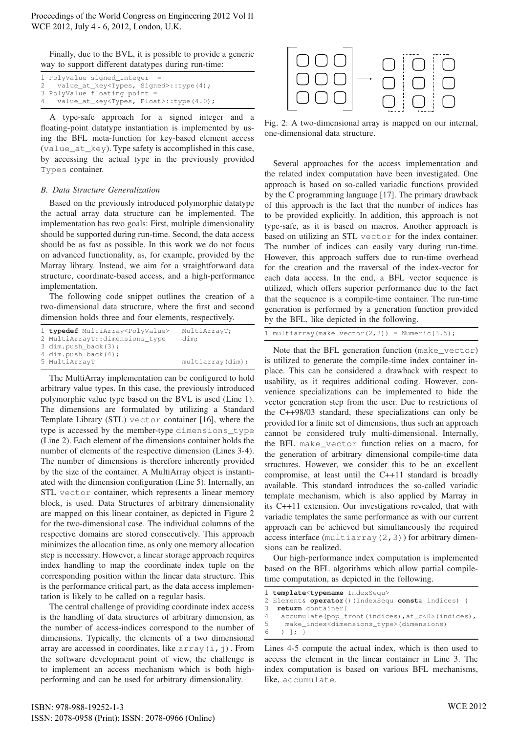Finally, due to the BVL, it is possible to provide a generic way to support different datatypes during run-time:

```
1 PolyValue signed_integer  =
2   value_at_key<Types, Signed>::type(4);
3 PolyValue floating_point =
4   value_at_key<Types, Float>::type(4.0);
```

A type-safe approach for a signed integer and a floating-point datatype instantiation is implemented by using the BFL meta-function for key-based element access (`value_at_key`). Type safety is accomplished in this case, by accessing the actual type in the previously provided `Types` container.

### B. Data Structure Generalization

Based on the previously introduced polymorphic datatype the actual array data structure can be implemented. The implementation has two goals: First, multiple dimensionality should be supported during run-time. Second, the data access should be as fast as possible. In this work we do not focus on advanced functionality, as, for example, provided by the Marray library. Instead, we aim for a straightforward data structure, coordinate-based access, and a high-performance implementation.

The following code snippet outlines the creation of a two-dimensional data structure, where the first and second dimension holds three and four elements, respectively.

```
1 typedef MultiArray<PolyValue>   MultiArrayT;
2 MultiArrayT::dimensions_type    dim;
3 dim.push_back(3);
4 dim.push_back(4);
5 MultiArrayT                     multiarray(dim);
```

The MultiArray implementation can be configured to hold arbitrary value types. In this case, the previously introduced polymorphic value type based on the BVL is used (Line 1). The dimensions are formulated by utilizing a Standard Template Library (STL) `vector` container [16], where the type is accessed by the member-type `dimensions_type` (Line 2). Each element of the dimensions container holds the number of elements of the respective dimension (Lines 3-4). The number of dimensions is therefore inherently provided by the size of the container. A MultiArray object is instantiated with the dimension configuration (Line 5). Internally, an STL `vector` container, which represents a linear memory block, is used. Data Structures of arbitrary dimensionality are mapped on this linear container, as depicted in Figure 2 for the two-dimensional case. The individual columns of the respective domains are stored consecutively. This approach minimizes the allocation time, as only one memory allocation step is necessary. However, a linear storage approach requires index handling to map the coordinate index tuple on the corresponding position within the linear data structure. This is the performance critical part, as the data access implementation is likely to be called on a regular basis.

The central challenge of providing coordinate index access is the handling of data structures of arbitrary dimension, as the number of access-indices correspond to the number of dimensions. Typically, the elements of a two dimensional array are accessed in coordinates, like `array(i,j)`. From the software development point of view, the challenge is to implement an access mechanism which is both high-performing and can be used for arbitrary dimensionality.

Fig. 2: A two-dimensional array is mapped on our internal, one-dimensional data structure.

Several approaches for the access implementation and the related index computation have been investigated. One approach is based on so-called variadic functions provided by the C programming language [17]. The primary drawback of this approach is the fact that the number of indices has to be provided explicitly. In addition, this approach is not type-safe, as it is based on macros. Another approach is based on utilizing an STL `vector` for the index container. The number of indices can easily vary during run-time. However, this approach suffers due to run-time overhead for the creation and the traversal of the index-vector for each data access. In the end, a BFL vector sequence is utilized, which offers superior performance due to the fact that the sequence is a compile-time container. The run-time generation is performed by a generation function provided by the BFL, like depicted in the following.

```
1 multiarray(make_vector(2,3)) = Numeric(3.5);
```

Note that the BFL generation function (`make_vector`) is utilized to generate the compile-time index container in-place. This can be considered a drawback with respect to usability, as it requires additional coding. However, convenience specializations can be implemented to hide the vector generation step from the user. Due to restrictions of the C++98/03 standard, these specializations can only be provided for a finite set of dimensions, thus such an approach cannot be considered truly multi-dimensional. Internally, the BFL `make_vector` function relies on a macro, for the generation of arbitrary dimensional compile-time data structures. However, we consider this to be an excellent compromise, at least until the C++11 standard is broadly available. This standard introduces the so-called variadic template mechanism, which is also applied by Marray in its C++11 extension. Our investigations revealed, that with variadic templates the same performance as with our current approach can be achieved but simultaneously the required access interface (`multiarray(2,3)`) for arbitrary dimensions can be realized.

Our high-performance index computation is implemented based on the BFL algorithms which allow partial compile-time computation, as depicted in the following.

```
1 template<typename IndexSequ>
2 Element& operator()(IndexSequ const& indices) {
3  return container[
4   accumulate(pop_front(indices),at_c<0>(indices),
5    make_index<dimensions_type>(dimensions)
6   ) ]; }
```

Lines 4-5 compute the actual index, which is then used to access the element in the linear container in Line 3. The index computation is based on various BFL mechanisms, like, `accumulate`.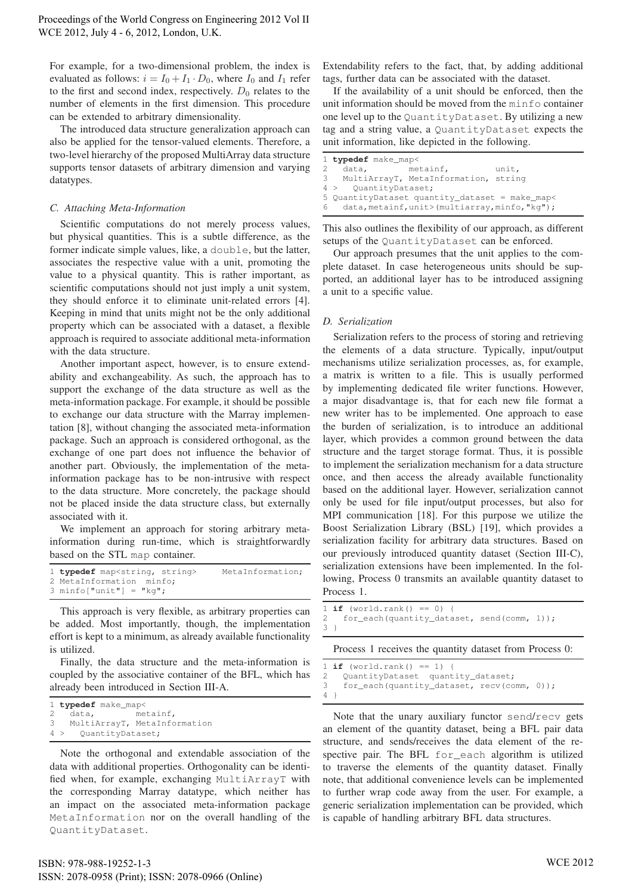For example, for a two-dimensional problem, the index is evaluated as follows: $i = I_0 + I_1 \cdot D_0$, where $I_0$ and $I_1$ refer to the first and second index, respectively. $D_0$ relates to the number of elements in the first dimension. This procedure can be extended to arbitrary dimensionality.

The introduced data structure generalization approach can also be applied for the tensor-valued elements. Therefore, a two-level hierarchy of the proposed MultiArray data structure supports tensor datasets of arbitrary dimension and varying datatypes.

### C. Attaching Meta-Information

Scientific computations do not merely process values, but physical quantities. This is a subtle difference, as the former indicate simple values, like, a `double`, but the latter, associates the respective value with a unit, promoting the value to a physical quantity. This is rather important, as scientific computations should not just imply a unit system, they should enforce it to eliminate unit-related errors [4]. Keeping in mind that units might not be the only additional property which can be associated with a dataset, a flexible approach is required to associate additional meta-information with the data structure.

Another important aspect, however, is to ensure extendability and exchangeability. As such, the approach has to support the exchange of the data structure as well as the meta-information package. For example, it should be possible to exchange our data structure with the Marray implementation [8], without changing the associated meta-information package. Such an approach is considered orthogonal, as the exchange of one part does not influence the behavior of another part. Obviously, the implementation of the meta-information package has to be non-intrusive with respect to the data structure. More concretely, the package should not be placed inside the data structure class, but externally associated with it.

We implement an approach for storing arbitrary meta-information during run-time, which is straightforwardly based on the STL `map` container.

```
1 typedef map<string, string>      MetaInformation;
2 MetaInformation  minfo;
3 minfo["unit"] = "kg";
```

This approach is very flexible, as arbitrary properties can be added. Most importantly, though, the implementation effort is kept to a minimum, as already available functionality is utilized.

Finally, the data structure and the meta-information is coupled by the associative container of the BFL, which has already been introduced in Section III-A.

```
1 typedef make_map<
2   data,        metainf,
3   MultiArrayT, MetaInformation
4 >   QuantityDataset;
```

Note the orthogonal and extendable association of the data with additional properties. Orthogonality can be identified when, for example, exchanging `MultiArrayT` with the corresponding Marray datatype, which neither has an impact on the associated meta-information package `MetaInformation` nor on the overall handling of the `QuantityDataset`.

Extendability refers to the fact, that, by adding additional tags, further data can be associated with the dataset.

If the availability of a unit should be enforced, then the unit information should be moved from the `minfo` container one level up to the `QuantityDataset`. By utilizing a new tag and a string value, a `QuantityDataset` expects the unit information, like depicted in the following.

```
1 typedef make_map<
2   data,        metainf,         unit,
3   MultiArrayT, MetaInformation, string
4 >   QuantityDataset;
5 QuantityDataset quantity_dataset = make_map<
6   data,metainf,unit>(multiarray,minfo,"kg");
```

This also outlines the flexibility of our approach, as different setups of the `QuantityDataset` can be enforced.

Our approach presumes that the unit applies to the complete dataset. In case heterogeneous units should be supported, an additional layer has to be introduced assigning a unit to a specific value.

### D. Serialization

Serialization refers to the process of storing and retrieving the elements of a data structure. Typically, input/output mechanisms utilize serialization processes, as, for example, a matrix is written to a file. This is usually performed by implementing dedicated file writer functions. However, a major disadvantage is, that for each new file format a new writer has to be implemented. One approach to ease the burden of serialization, is to introduce an additional layer, which provides a common ground between the data structure and the target storage format. Thus, it is possible to implement the serialization mechanism for a data structure once, and then access the already available functionality based on the additional layer. However, serialization cannot only be used for file input/output processes, but also for MPI communication [18]. For this purpose we utilize the Boost Serialization Library (BSL) [19], which provides a serialization facility for arbitrary data structures. Based on our previously introduced quantity dataset (Section III-C), serialization extensions have been implemented. In the following, Process 0 transmits an available quantity dataset to Process 1.

```
1 if (world.rank() == 0) {
2   for_each(quantity_dataset, send(comm, 1));
3 }
```

Process 1 receives the quantity dataset from Process 0:

```
1 if (world.rank() == 1) {
2   QuantityDataset  quantity_dataset;
3   for_each(quantity_dataset, recv(comm, 0));
4 }
```

Note that the unary auxiliary functor `send`/`recv` gets an element of the quantity dataset, being a BFL pair data structure, and sends/receives the data element of the respective pair. The BFL `for_each` algorithm is utilized to traverse the elements of the quantity dataset. Finally note, that additional convenience levels can be implemented to further wrap code away from the user. For example, a generic serialization implementation can be provided, which is capable of handling arbitrary BFL data structures.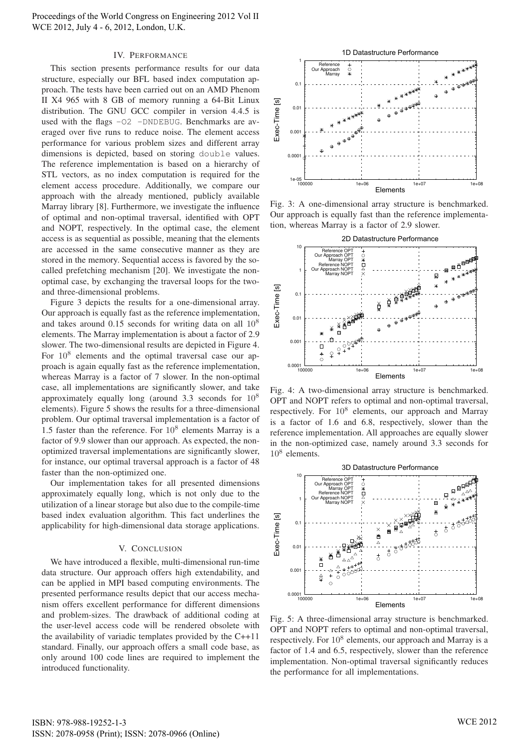## IV. Performance

This section presents performance results for our data structure, especially our BFL based index computation approach. The tests have been carried out on an AMD Phenom II X4 965 with 8 GB of memory running a 64-Bit Linux distribution. The GNU GCC compiler in version 4.4.5 is used with the flags `-O2 -DNDEBUG`. Benchmarks are averaged over five runs to reduce noise. The element access performance for various problem sizes and different array dimensions is depicted, based on storing `double` values. The reference implementation is based on a hierarchy of STL vectors, as no index computation is required for the element access procedure. Additionally, we compare our approach with the already mentioned, publicly available Marray library [8]. Furthermore, we investigate the influence of optimal and non-optimal traversal, identified with OPT and NOPT, respectively. In the optimal case, the element access is as sequential as possible, meaning that the elements are accessed in the same consecutive manner as they are stored in the memory. Sequential access is favored by the so-called prefetching mechanism [20]. We investigate the non-optimal case, by exchanging the traversal loops for the two- and three-dimensional problems.

Figure 3 depicts the results for a one-dimensional array. Our approach is equally fast as the reference implementation, and takes around 0.15 seconds for writing data on all $10^8$ elements. The Marray implementation is about a factor of 2.9 slower. The two-dimensional results are depicted in Figure 4. For $10^8$ elements and the optimal traversal case our approach is again equally fast as the reference implementation, whereas Marray is a factor of 7 slower. In the non-optimal case, all implementations are significantly slower, and take approximately equally long (around 3.3 seconds for $10^8$ elements). Figure 5 shows the results for a three-dimensional problem. Our optimal traversal implementation is a factor of 1.5 faster than the reference. For $10^8$ elements Marray is a factor of 9.9 slower than our approach. As expected, the non-optimized traversal implementations are significantly slower, for instance, our optimal traversal approach is a factor of 48 faster than the non-optimized one.

Our implementation takes for all presented dimensions approximately equally long, which is not only due to the utilization of a linear storage but also due to the compile-time based index evaluation algorithm. This fact underlines the applicability for high-dimensional data storage applications.

Fig. 3: A one-dimensional array structure is benchmarked. Our approach is equally fast than the reference implementation, whereas Marray is a factor of 2.9 slower.

Fig. 4: A two-dimensional array structure is benchmarked. OPT and NOPT refers to optimal and non-optimal traversal, respectively. For $10^8$ elements, our approach and Marray is a factor of 1.6 and 6.8, respectively, slower than the reference implementation. All approaches are equally slower in the non-optimized case, namely around 3.3 seconds for $10^8$ elements.

Fig. 5: A three-dimensional array structure is benchmarked. OPT and NOPT refers to optimal and non-optimal traversal, respectively. For $10^8$ elements, our approach and Marray is a factor of 1.4 and 6.5, respectively, slower than the reference implementation. Non-optimal traversal significantly reduces the performance for all implementations.

## V. Conclusion

We have introduced a flexible, multi-dimensional run-time data structure. Our approach offers high extendability, and can be applied in MPI based computing environments. The presented performance results depict that our access mechanism offers excellent performance for different dimensions and problem-sizes. The drawback of additional coding at the user-level access code will be rendered obsolete with the availability of variadic templates provided by the C++11 standard. Finally, our approach offers a small code base, as only around 100 code lines are required to implement the introduced functionality.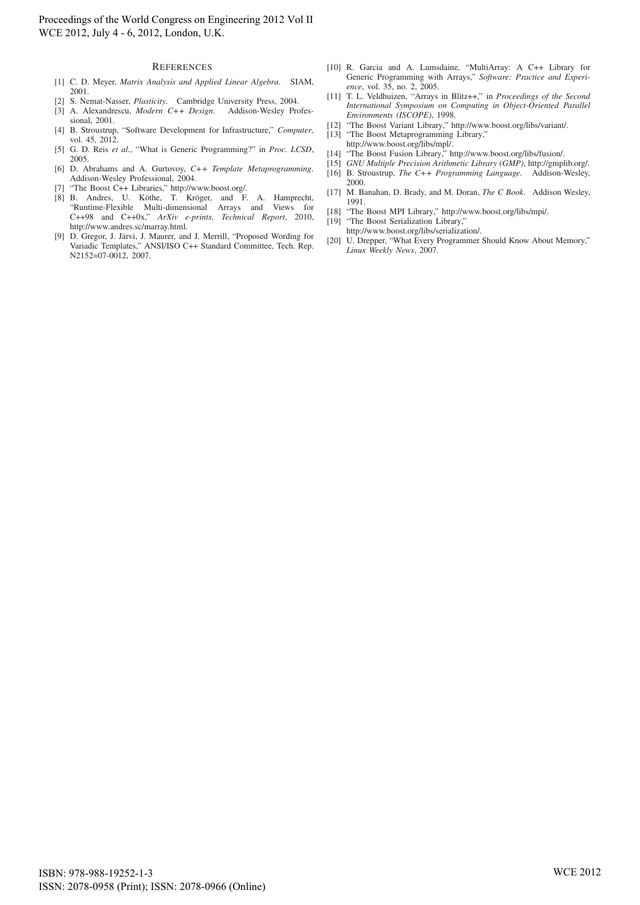## References

[1] C. D. Meyer, *Matrix Analysis and Applied Linear Algebra*. SIAM, 2001.

[2] S. Nemat-Nasser, *Plasticity*. Cambridge University Press, 2004.

[3] A. Alexandrescu, *Modern C++ Design*. Addison-Wesley Professional, 2001.

[4] B. Stroustrup, "Software Development for Infrastructure," *Computer*, vol. 45, 2012.

[5] G. D. Reis *et al.*, "What is Generic Programming?" in *Proc. LCSD*, 2005.

[6] D. Abrahams and A. Gurtovoy, *C++ Template Metaprogramming*. Addison-Wesley Professional, 2004.

[7] "The Boost C++ Libraries," http://www.boost.org/.

[8] B. Andres, U. Köthe, T. Kröger, and F. A. Hamprecht, "Runtime-Flexible Multi-dimensional Arrays and Views for C++98 and C++0x," *ArXiv e-prints, Technical Report*, 2010, http://www.andres.sc/marray.html.

[9] D. Gregor, J. Järvi, J. Maurer, and J. Merrill, "Proposed Wording for Variadic Templates," ANSI/ISO C++ Standard Committee, Tech. Rep. N2152=07-0012, 2007.

[10] R. Garcia and A. Lumsdaine, "MultiArray: A C++ Library for Generic Programming with Arrays," *Software: Practice and Experience*, vol. 35, no. 2, 2005.

[11] T. L. Veldhuizen, "Arrays in Blitz++," in *Proceedings of the Second International Symposium on Computing in Object-Oriented Parallel Environments (ISCOPE)*, 1998.

[12] "The Boost Variant Library," http://www.boost.org/libs/variant/.

[13] "The Boost Metaprogramming Library," http://www.boost.org/libs/mpl/.

[14] "The Boost Fusion Library," http://www.boost.org/libs/fusion/.

[15] *GNU Multiple Precision Arithmetic Library (GMP)*, http://gmplib.org/.

[16] B. Stroustrup, *The C++ Programming Language*. Addison-Wesley, 2000.

[17] M. Banahan, D. Brady, and M. Doran, *The C Book*. Addison Wesley, 1991.

[18] "The Boost MPI Library," http://www.boost.org/libs/mpi/.

[19] "The Boost Serialization Library," http://www.boost.org/libs/serialization/.

[20] U. Drepper, "What Every Programmer Should Know About Memory," *Linux Weekly News*, 2007.